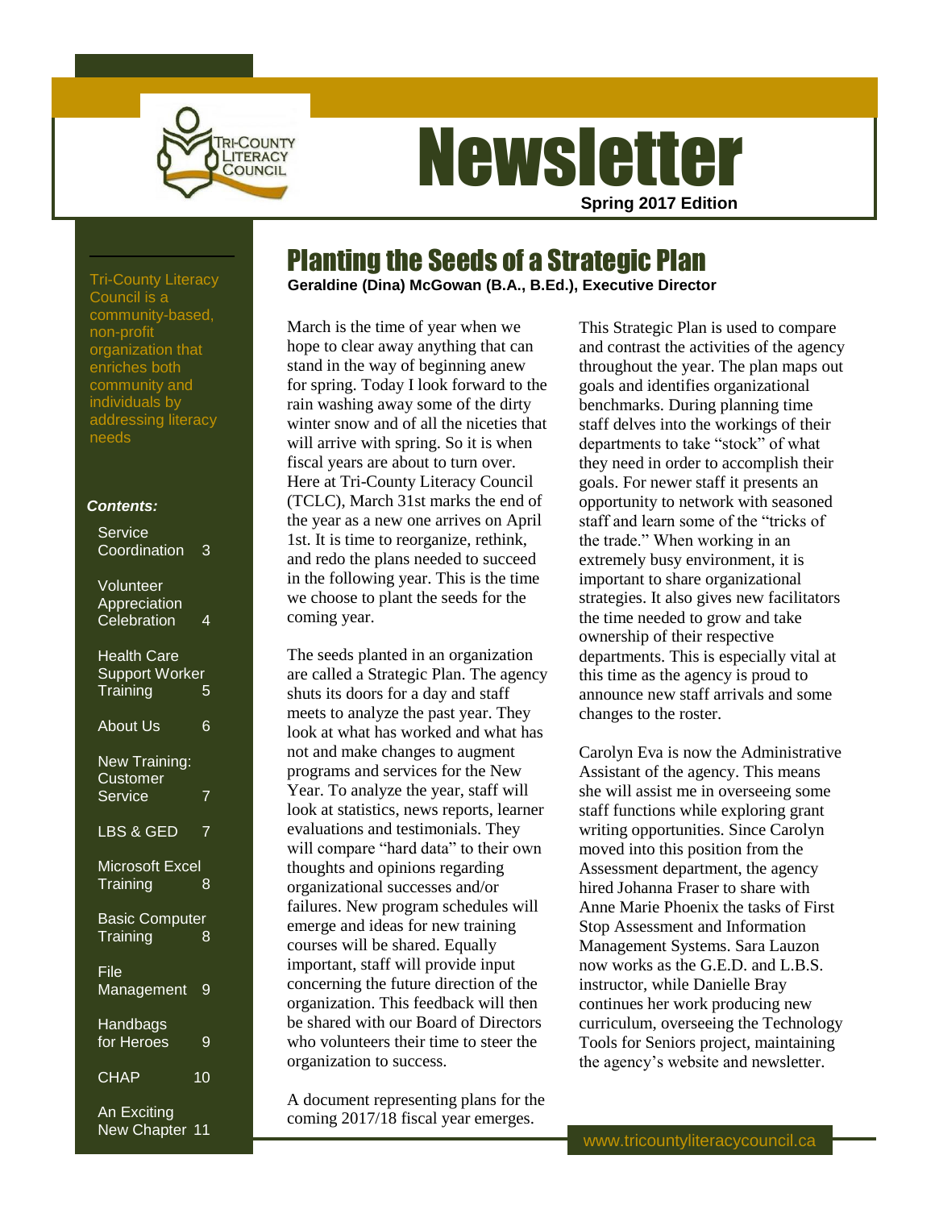# Newsletter

**Spring 2017 Edition**

Tri-County Literacy Council is a community-based, non-profit organization that enriches both community and individuals by addressing literacy needs

***Contents:***

- Service Coordination 3
- Volunteer Appreciation Celebration 4
- Health Care Support Worker Training 5
- About Us 6
- New Training: Customer Service 7
- LBS & GED 7
- Microsoft Excel Training 8
- Basic Computer Training 8
- File Management 9
- Handbags for Heroes 9
- CHAP 10
- An Exciting New Chapter 11

## Planting the Seeds of a Strategic Plan

**Geraldine (Dina) McGowan (B.A., B.Ed.), Executive Director**

March is the time of year when we hope to clear away anything that can stand in the way of beginning anew for spring. Today I look forward to the rain washing away some of the dirty winter snow and of all the niceties that will arrive with spring. So it is when fiscal years are about to turn over. Here at Tri-County Literacy Council (TCLC), March 31st marks the end of the year as a new one arrives on April 1st. It is time to reorganize, rethink, and redo the plans needed to succeed in the following year. This is the time we choose to plant the seeds for the coming year.

The seeds planted in an organization are called a Strategic Plan. The agency shuts its doors for a day and staff meets to analyze the past year. They look at what has worked and what has not and make changes to augment programs and services for the New Year. To analyze the year, staff will look at statistics, news reports, learner evaluations and testimonials. They will compare "hard data" to their own thoughts and opinions regarding organizational successes and/or failures. New program schedules will emerge and ideas for new training courses will be shared. Equally important, staff will provide input concerning the future direction of the organization. This feedback will then be shared with our Board of Directors who volunteers their time to steer the organization to success.

A document representing plans for the coming 2017/18 fiscal year emerges. This Strategic Plan is used to compare and contrast the activities of the agency throughout the year. The plan maps out goals and identifies organizational benchmarks. During planning time staff delves into the workings of their departments to take "stock" of what they need in order to accomplish their goals. For newer staff it presents an opportunity to network with seasoned staff and learn some of the "tricks of the trade." When working in an extremely busy environment, it is important to share organizational strategies. It also gives new facilitators the time needed to grow and take ownership of their respective departments. This is especially vital at this time as the agency is proud to announce new staff arrivals and some changes to the roster.

Carolyn Eva is now the Administrative Assistant of the agency. This means she will assist me in overseeing some staff functions while exploring grant writing opportunities. Since Carolyn moved into this position from the Assessment department, the agency hired Johanna Fraser to share with Anne Marie Phoenix the tasks of First Stop Assessment and Information Management Systems. Sara Lauzon now works as the G.E.D. and L.B.S. instructor, while Danielle Bray continues her work producing new curriculum, overseeing the Technology Tools for Seniors project, maintaining the agency's website and newsletter.

www.tricountyliteracycouncil.ca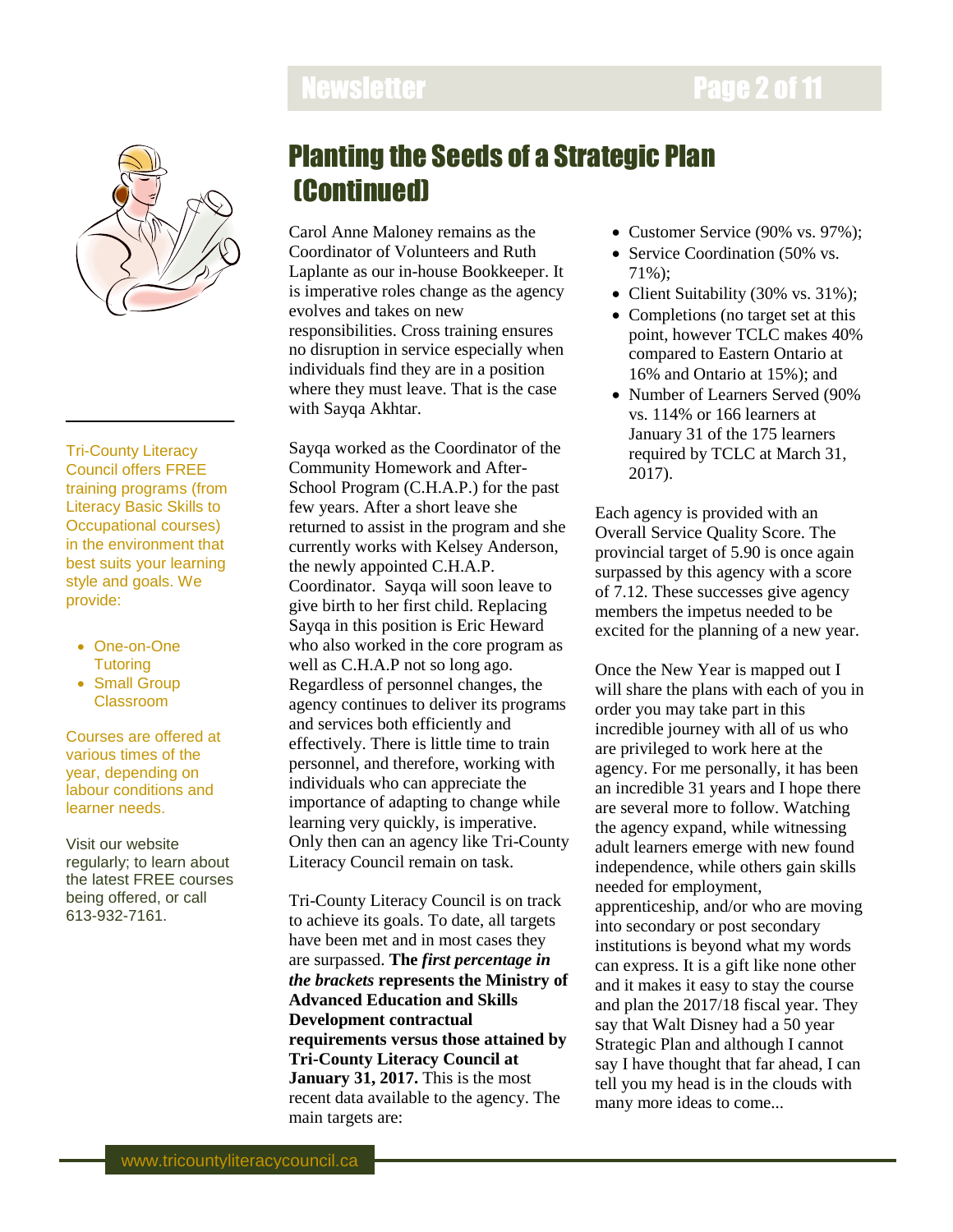# Planting the Seeds of a Strategic Plan (Continued)

Carol Anne Maloney remains as the Coordinator of Volunteers and Ruth Laplante as our in-house Bookkeeper. It is imperative roles change as the agency evolves and takes on new responsibilities. Cross training ensures no disruption in service especially when individuals find they are in a position where they must leave. That is the case with Sayqa Akhtar.

Sayqa worked as the Coordinator of the Community Homework and After-School Program (C.H.A.P.) for the past few years. After a short leave she returned to assist in the program and she currently works with Kelsey Anderson, the newly appointed C.H.A.P. Coordinator. Sayqa will soon leave to give birth to her first child. Replacing Sayqa in this position is Eric Heward who also worked in the core program as well as C.H.A.P not so long ago. Regardless of personnel changes, the agency continues to deliver its programs and services both efficiently and effectively. There is little time to train personnel, and therefore, working with individuals who can appreciate the importance of adapting to change while learning very quickly, is imperative. Only then can an agency like Tri-County Literacy Council remain on task.

Tri-County Literacy Council is on track to achieve its goals. To date, all targets have been met and in most cases they are surpassed. **The *first percentage in the brackets* represents the Ministry of Advanced Education and Skills Development contractual requirements versus those attained by Tri-County Literacy Council at January 31, 2017.** This is the most recent data available to the agency. The main targets are:

- Customer Service (90% vs. 97%);
- Service Coordination (50% vs. 71%);
- Client Suitability (30% vs. 31%);
- Completions (no target set at this point, however TCLC makes 40% compared to Eastern Ontario at 16% and Ontario at 15%); and
- Number of Learners Served (90% vs. 114% or 166 learners at January 31 of the 175 learners required by TCLC at March 31, 2017).

Each agency is provided with an Overall Service Quality Score. The provincial target of 5.90 is once again surpassed by this agency with a score of 7.12. These successes give agency members the impetus needed to be excited for the planning of a new year.

Once the New Year is mapped out I will share the plans with each of you in order you may take part in this incredible journey with all of us who are privileged to work here at the agency. For me personally, it has been an incredible 31 years and I hope there are several more to follow. Watching the agency expand, while witnessing adult learners emerge with new found independence, while others gain skills needed for employment, apprenticeship, and/or who are moving into secondary or post secondary institutions is beyond what my words can express. It is a gift like none other and it makes it easy to stay the course and plan the 2017/18 fiscal year. They say that Walt Disney had a 50 year Strategic Plan and although I cannot say I have thought that far ahead, I can tell you my head is in the clouds with many more ideas to come...

---

Tri-County Literacy Council offers FREE training programs (from Literacy Basic Skills to Occupational courses) in the environment that best suits your learning style and goals. We provide:

- One-on-One Tutoring
- Small Group Classroom

Courses are offered at various times of the year, depending on labour conditions and learner needs.

Visit our website regularly; to learn about the latest FREE courses being offered, or call 613-932-7161.

www.tricountyliteracycouncil.ca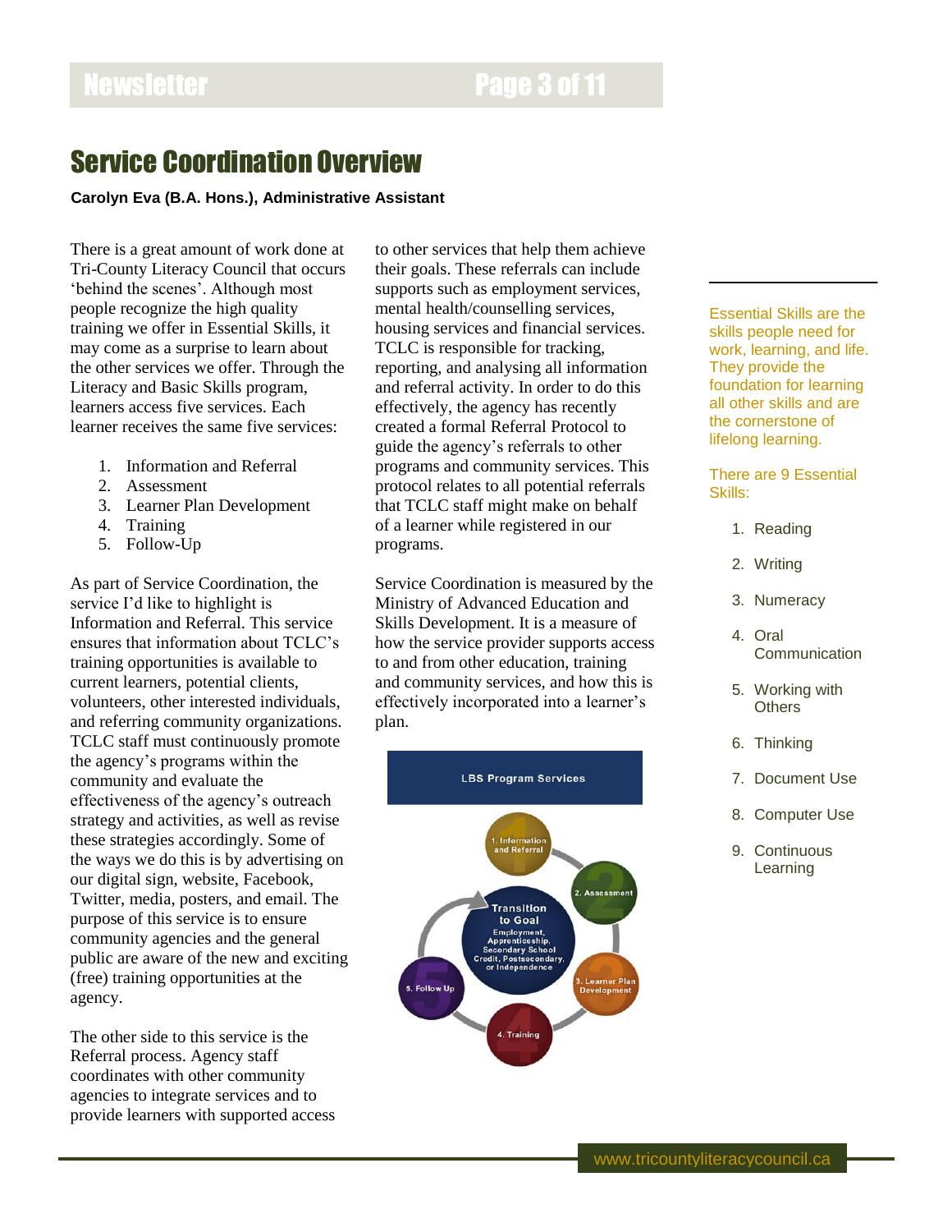# Service Coordination Overview

**Carolyn Eva (B.A. Hons.), Administrative Assistant**

There is a great amount of work done at Tri-County Literacy Council that occurs 'behind the scenes'. Although most people recognize the high quality training we offer in Essential Skills, it may come as a surprise to learn about the other services we offer. Through the Literacy and Basic Skills program, learners access five services. Each learner receives the same five services:

1. Information and Referral
2. Assessment
3. Learner Plan Development
4. Training
5. Follow-Up

As part of Service Coordination, the service I'd like to highlight is Information and Referral. This service ensures that information about TCLC's training opportunities is available to current learners, potential clients, volunteers, other interested individuals, and referring community organizations. TCLC staff must continuously promote the agency's programs within the community and evaluate the effectiveness of the agency's outreach strategy and activities, as well as revise these strategies accordingly. Some of the ways we do this is by advertising on our digital sign, website, Facebook, Twitter, media, posters, and email. The purpose of this service is to ensure community agencies and the general public are aware of the new and exciting (free) training opportunities at the agency.

The other side to this service is the Referral process. Agency staff coordinates with other community agencies to integrate services and to provide learners with supported access to other services that help them achieve their goals. These referrals can include supports such as employment services, mental health/counselling services, housing services and financial services. TCLC is responsible for tracking, reporting, and analysing all information and referral activity. In order to do this effectively, the agency has recently created a formal Referral Protocol to guide the agency's referrals to other programs and community services. This protocol relates to all potential referrals that TCLC staff might make on behalf of a learner while registered in our programs.

Service Coordination is measured by the Ministry of Advanced Education and Skills Development. It is a measure of how the service provider supports access to and from other education, training and community services, and how this is effectively incorporated into a learner's plan.

**LBS Program Services**

1. Information and Referral
2. Assessment
3. Learner Plan Development
4. Training
5. Follow Up

Transition to Goal: Employment, Apprenticeship, Secondary School Credit, Postsecondary, or Independence

Essential Skills are the skills people need for work, learning, and life. They provide the foundation for learning all other skills and are the cornerstone of lifelong learning.

There are 9 Essential Skills:

1. Reading
2. Writing
3. Numeracy
4. Oral Communication
5. Working with Others
6. Thinking
7. Document Use
8. Computer Use
9. Continuous Learning

www.tricountyliteracycouncil.ca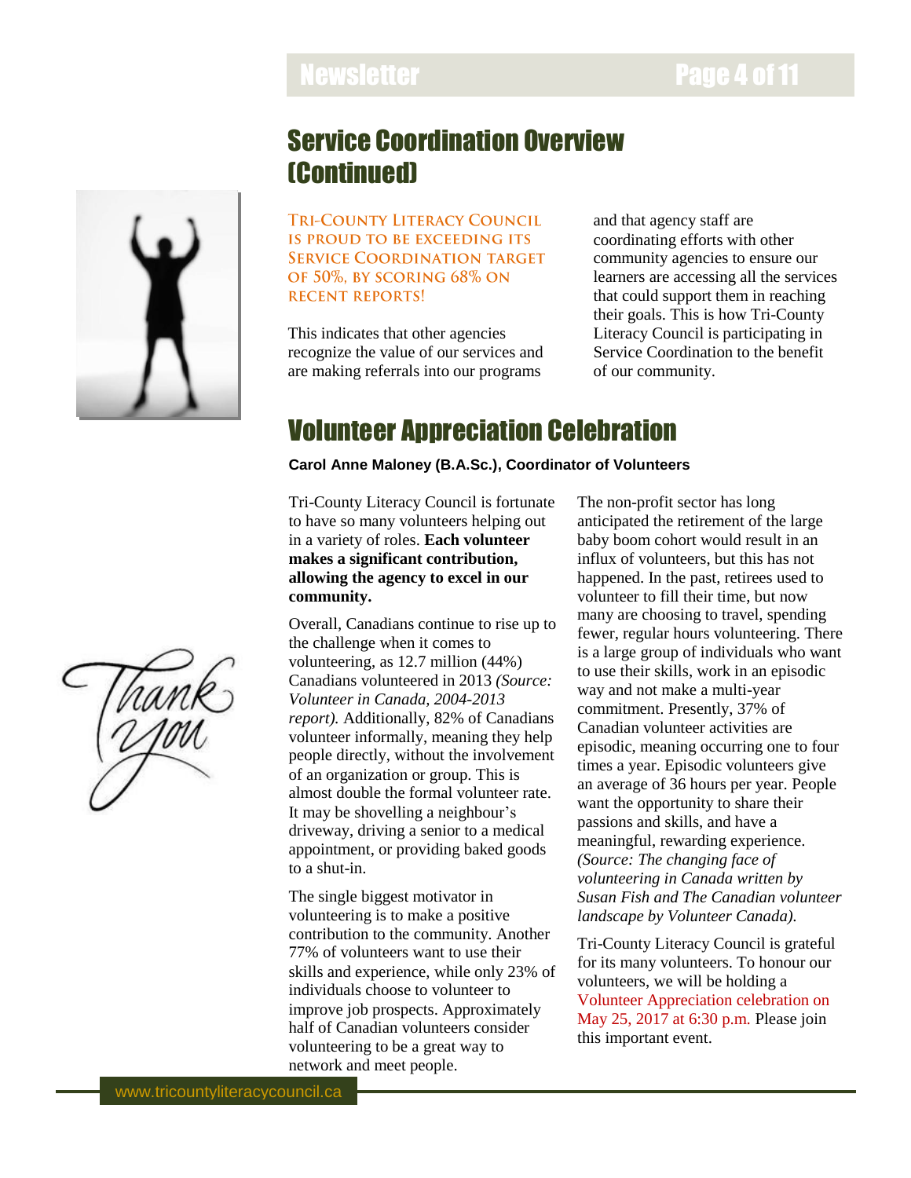## Service Coordination Overview (Continued)

**TRI-COUNTY LITERACY COUNCIL IS PROUD TO BE EXCEEDING ITS SERVICE COORDINATION TARGET OF 50%, BY SCORING 68% ON RECENT REPORTS!**

This indicates that other agencies recognize the value of our services and are making referrals into our programs and that agency staff are coordinating efforts with other community agencies to ensure our learners are accessing all the services that could support them in reaching their goals. This is how Tri-County Literacy Council is participating in Service Coordination to the benefit of our community.

## Volunteer Appreciation Celebration

**Carol Anne Maloney (B.A.Sc.), Coordinator of Volunteers**

Tri-County Literacy Council is fortunate to have so many volunteers helping out in a variety of roles. **Each volunteer makes a significant contribution, allowing the agency to excel in our community.**

Overall, Canadians continue to rise up to the challenge when it comes to volunteering, as 12.7 million (44%) Canadians volunteered in 2013 *(Source: Volunteer in Canada, 2004-2013 report).* Additionally, 82% of Canadians volunteer informally, meaning they help people directly, without the involvement of an organization or group. This is almost double the formal volunteer rate. It may be shovelling a neighbour's driveway, driving a senior to a medical appointment, or providing baked goods to a shut-in.

The single biggest motivator in volunteering is to make a positive contribution to the community. Another 77% of volunteers want to use their skills and experience, while only 23% of individuals choose to volunteer to improve job prospects. Approximately half of Canadian volunteers consider volunteering to be a great way to network and meet people.

The non-profit sector has long anticipated the retirement of the large baby boom cohort would result in an influx of volunteers, but this has not happened. In the past, retirees used to volunteer to fill their time, but now many are choosing to travel, spending fewer, regular hours volunteering. There is a large group of individuals who want to use their skills, work in an episodic way and not make a multi-year commitment. Presently, 37% of Canadian volunteer activities are episodic, meaning occurring one to four times a year. Episodic volunteers give an average of 36 hours per year. People want the opportunity to share their passions and skills, and have a meaningful, rewarding experience. *(Source: The changing face of volunteering in Canada written by Susan Fish and The Canadian volunteer landscape by Volunteer Canada).*

Tri-County Literacy Council is grateful for its many volunteers. To honour our volunteers, we will be holding a Volunteer Appreciation celebration on May 25, 2017 at 6:30 p.m. Please join this important event.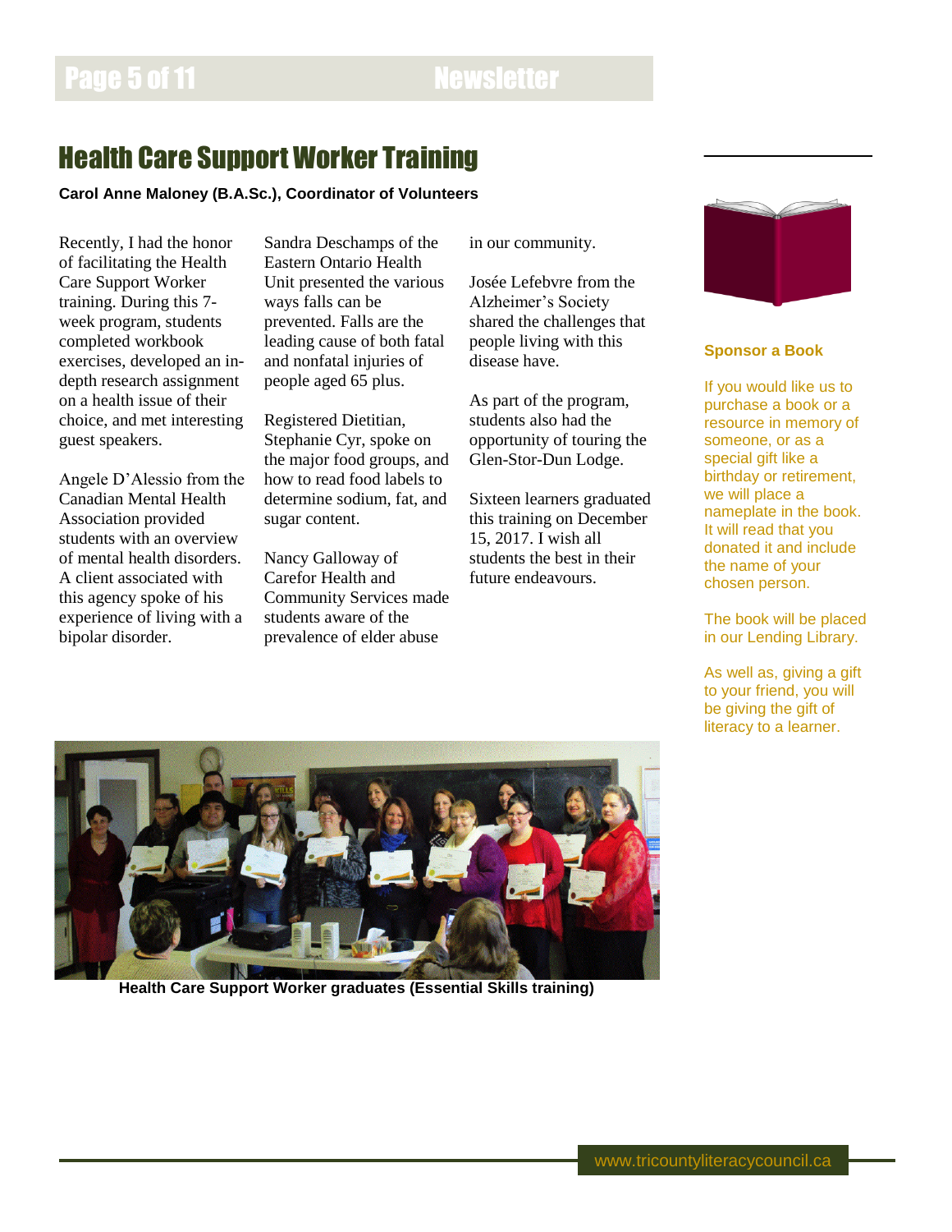# Health Care Support Worker Training

**Carol Anne Maloney (B.A.Sc.), Coordinator of Volunteers**

Recently, I had the honor of facilitating the Health Care Support Worker training. During this 7-week program, students completed workbook exercises, developed an in-depth research assignment on a health issue of their choice, and met interesting guest speakers.

Angele D'Alessio from the Canadian Mental Health Association provided students with an overview of mental health disorders. A client associated with this agency spoke of his experience of living with a bipolar disorder.

Sandra Deschamps of the Eastern Ontario Health Unit presented the various ways falls can be prevented. Falls are the leading cause of both fatal and nonfatal injuries of people aged 65 plus.

Registered Dietitian, Stephanie Cyr, spoke on the major food groups, and how to read food labels to determine sodium, fat, and sugar content.

Nancy Galloway of Carefor Health and Community Services made students aware of the prevalence of elder abuse in our community.

Josée Lefebvre from the Alzheimer's Society shared the challenges that people living with this disease have.

As part of the program, students also had the opportunity of touring the Glen-Stor-Dun Lodge.

Sixteen learners graduated this training on December 15, 2017. I wish all students the best in their future endeavours.

**Health Care Support Worker graduates (Essential Skills training)**

### Sponsor a Book

If you would like us to purchase a book or a resource in memory of someone, or as a special gift like a birthday or retirement, we will place a nameplate in the book. It will read that you donated it and include the name of your chosen person.

The book will be placed in our Lending Library.

As well as, giving a gift to your friend, you will be giving the gift of literacy to a learner.

www.tricountyliteracycouncil.ca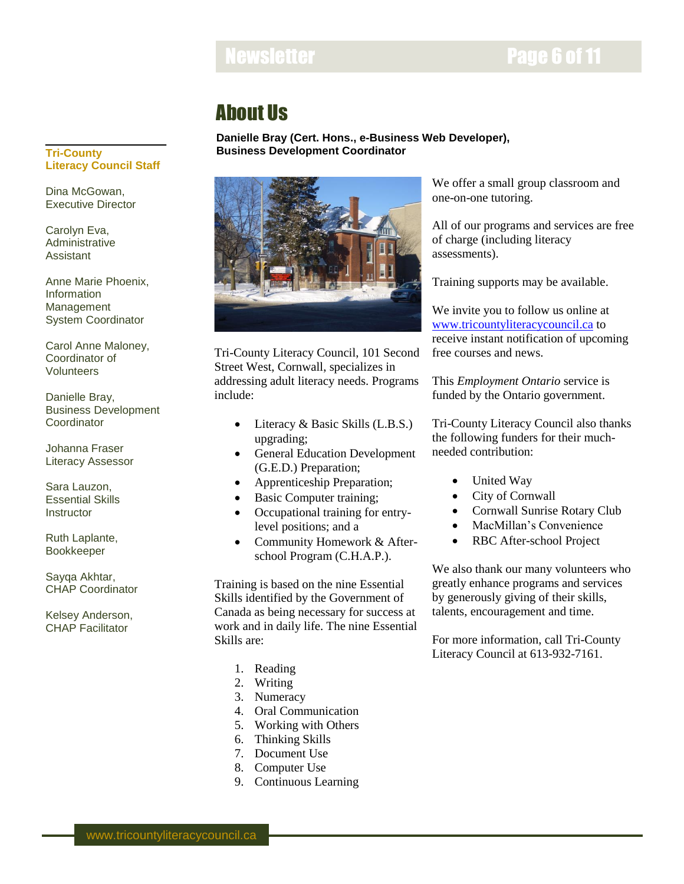## About Us

**Danielle Bray (Cert. Hons., e-Business Web Developer), Business Development Coordinator**

Tri-County Literacy Council, 101 Second Street West, Cornwall, specializes in addressing adult literacy needs. Programs include:

- Literacy & Basic Skills (L.B.S.) upgrading;
- General Education Development (G.E.D.) Preparation;
- Apprenticeship Preparation;
- Basic Computer training;
- Occupational training for entry-level positions; and a
- Community Homework & After-school Program (C.H.A.P.).

Training is based on the nine Essential Skills identified by the Government of Canada as being necessary for success at work and in daily life. The nine Essential Skills are:

1. Reading
2. Writing
3. Numeracy
4. Oral Communication
5. Working with Others
6. Thinking Skills
7. Document Use
8. Computer Use
9. Continuous Learning

We offer a small group classroom and one-on-one tutoring.

All of our programs and services are free of charge (including literacy assessments).

Training supports may be available.

We invite you to follow us online at www.tricountyliteracycouncil.ca to receive instant notification of upcoming free courses and news.

This *Employment Ontario* service is funded by the Ontario government.

Tri-County Literacy Council also thanks the following funders for their much-needed contribution:

- United Way
- City of Cornwall
- Cornwall Sunrise Rotary Club
- MacMillan's Convenience
- RBC After-school Project

We also thank our many volunteers who greatly enhance programs and services by generously giving of their skills, talents, encouragement and time.

For more information, call Tri-County Literacy Council at 613-932-7161.

**Tri-County Literacy Council Staff**

Dina McGowan, Executive Director

Carolyn Eva, Administrative Assistant

Anne Marie Phoenix, Information Management System Coordinator

Carol Anne Maloney, Coordinator of Volunteers

Danielle Bray, Business Development Coordinator

Johanna Fraser Literacy Assessor

Sara Lauzon, Essential Skills Instructor

Ruth Laplante, Bookkeeper

Sayqa Akhtar, CHAP Coordinator

Kelsey Anderson, CHAP Facilitator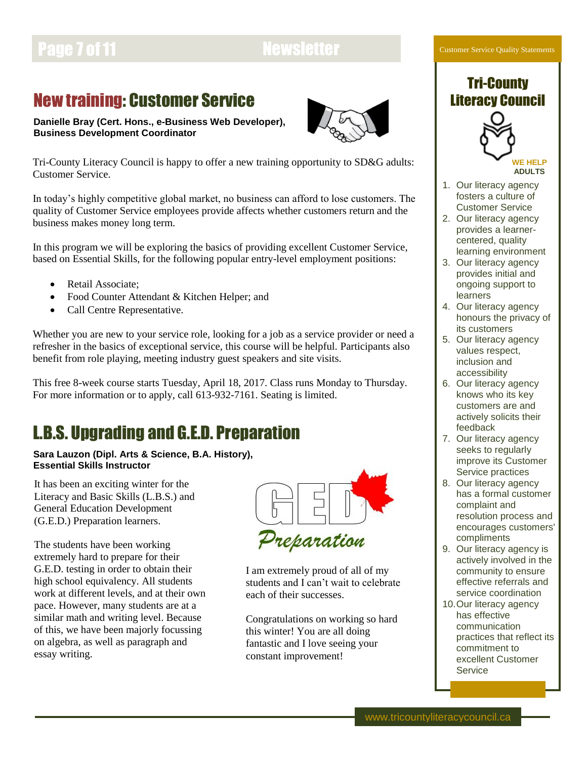## New training: Customer Service

**Danielle Bray (Cert. Hons., e-Business Web Developer), Business Development Coordinator**

Tri-County Literacy Council is happy to offer a new training opportunity to SD&G adults: Customer Service.

In today's highly competitive global market, no business can afford to lose customers. The quality of Customer Service employees provide affects whether customers return and the business makes money long term.

In this program we will be exploring the basics of providing excellent Customer Service, based on Essential Skills, for the following popular entry-level employment positions:

- Retail Associate;
- Food Counter Attendant & Kitchen Helper; and
- Call Centre Representative.

Whether you are new to your service role, looking for a job as a service provider or need a refresher in the basics of exceptional service, this course will be helpful. Participants also benefit from role playing, meeting industry guest speakers and site visits.

This free 8-week course starts Tuesday, April 18, 2017. Class runs Monday to Thursday. For more information or to apply, call 613-932-7161. Seating is limited.

## L.B.S. Upgrading and G.E.D. Preparation

**Sara Lauzon (Dipl. Arts & Science, B.A. History), Essential Skills Instructor**

It has been an exciting winter for the Literacy and Basic Skills (L.B.S.) and General Education Development (G.E.D.) Preparation learners.

The students have been working extremely hard to prepare for their G.E.D. testing in order to obtain their high school equivalency. All students work at different levels, and at their own pace. However, many students are at a similar math and writing level. Because of this, we have been majorly focussing on algebra, as well as paragraph and essay writing.

GED *Preparation*

I am extremely proud of all of my students and I can't wait to celebrate each of their successes.

Congratulations on working so hard this winter! You are all doing fantastic and I love seeing your constant improvement!

### Customer Service Quality Statements

**Tri-County Literacy Council**

WE HELP **ADULTS**

1. Our literacy agency fosters a culture of Customer Service
2. Our literacy agency provides a learner-centered, quality learning environment
3. Our literacy agency provides initial and ongoing support to learners
4. Our literacy agency honours the privacy of its customers
5. Our literacy agency values respect, inclusion and accessibility
6. Our literacy agency knows who its key customers are and actively solicits their feedback
7. Our literacy agency seeks to regularly improve its Customer Service practices
8. Our literacy agency has a formal customer complaint and resolution process and encourages customers' compliments
9. Our literacy agency is actively involved in the community to ensure effective referrals and service coordination
10. Our literacy agency has effective communication practices that reflect its commitment to excellent Customer Service

www.tricountyliteracycouncil.ca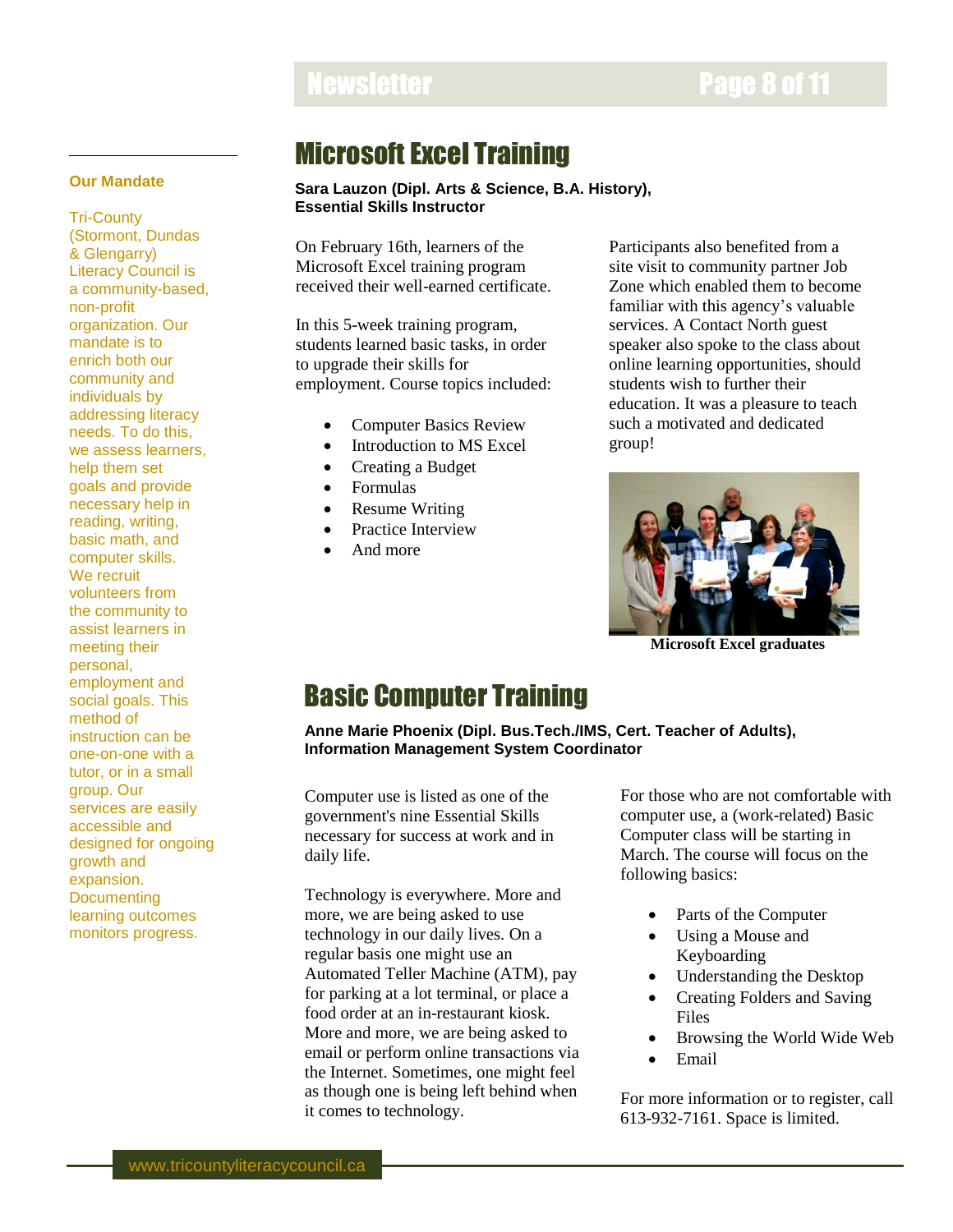## Our Mandate

Tri-County (Stormont, Dundas & Glengarry) Literacy Council is a community-based, non-profit organization. Our mandate is to enrich both our community and individuals by addressing literacy needs. To do this, we assess learners, help them set goals and provide necessary help in reading, writing, basic math, and computer skills. We recruit volunteers from the community to assist learners in meeting their personal, employment and social goals. This method of instruction can be one-on-one with a tutor, or in a small group. Our services are easily accessible and designed for ongoing growth and expansion. Documenting learning outcomes monitors progress.

# Microsoft Excel Training

**Sara Lauzon (Dipl. Arts & Science, B.A. History), Essential Skills Instructor**

On February 16th, learners of the Microsoft Excel training program received their well-earned certificate.

In this 5-week training program, students learned basic tasks, in order to upgrade their skills for employment. Course topics included:

- Computer Basics Review
- Introduction to MS Excel
- Creating a Budget
- Formulas
- Resume Writing
- Practice Interview
- And more

Participants also benefited from a site visit to community partner Job Zone which enabled them to become familiar with this agency's valuable services. A Contact North guest speaker also spoke to the class about online learning opportunities, should students wish to further their education. It was a pleasure to teach such a motivated and dedicated group!

**Microsoft Excel graduates**

# Basic Computer Training

**Anne Marie Phoenix (Dipl. Bus.Tech./IMS, Cert. Teacher of Adults), Information Management System Coordinator**

Computer use is listed as one of the government's nine Essential Skills necessary for success at work and in daily life.

Technology is everywhere. More and more, we are being asked to use technology in our daily lives. On a regular basis one might use an Automated Teller Machine (ATM), pay for parking at a lot terminal, or place a food order at an in-restaurant kiosk. More and more, we are being asked to email or perform online transactions via the Internet. Sometimes, one might feel as though one is being left behind when it comes to technology.

For those who are not comfortable with computer use, a (work-related) Basic Computer class will be starting in March. The course will focus on the following basics:

- Parts of the Computer
- Using a Mouse and Keyboarding
- Understanding the Desktop
- Creating Folders and Saving Files
- Browsing the World Wide Web
- Email

For more information or to register, call 613-932-7161. Space is limited.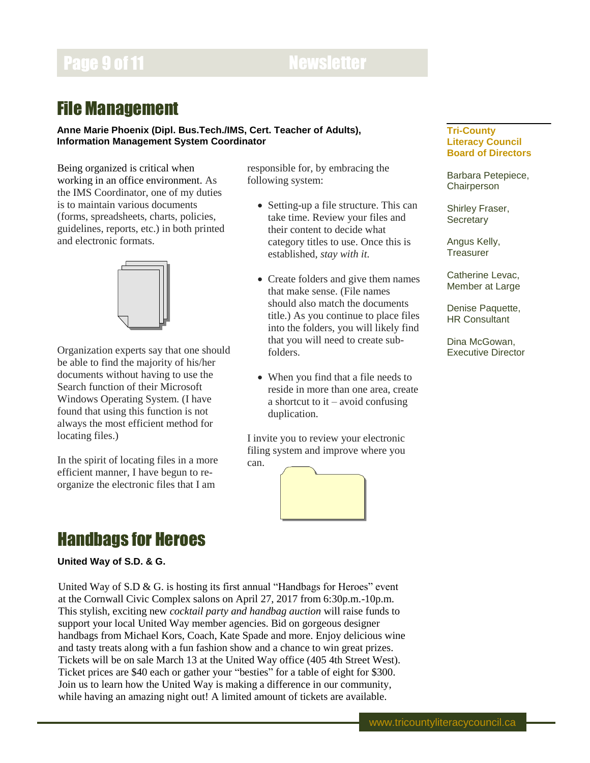# File Management

**Anne Marie Phoenix (Dipl. Bus.Tech./IMS, Cert. Teacher of Adults), Information Management System Coordinator**

Being organized is critical when working in an office environment. As the IMS Coordinator, one of my duties is to maintain various documents (forms, spreadsheets, charts, policies, guidelines, reports, etc.) in both printed and electronic formats.

Organization experts say that one should be able to find the majority of his/her documents without having to use the Search function of their Microsoft Windows Operating System. (I have found that using this function is not always the most efficient method for locating files.)

In the spirit of locating files in a more efficient manner, I have begun to re-organize the electronic files that I am responsible for, by embracing the following system:

- Setting-up a file structure. This can take time. Review your files and their content to decide what category titles to use. Once this is established, *stay with it.*
- Create folders and give them names that make sense. (File names should also match the documents title.) As you continue to place files into the folders, you will likely find that you will need to create sub-folders.
- When you find that a file needs to reside in more than one area, create a shortcut to it – avoid confusing duplication.

I invite you to review your electronic filing system and improve where you can.

**Tri-County Literacy Council Board of Directors**

Barbara Petepiece, Chairperson

Shirley Fraser, Secretary

Angus Kelly, Treasurer

Catherine Levac, Member at Large

Denise Paquette, HR Consultant

Dina McGowan, Executive Director

# Handbags for Heroes

**United Way of S.D. & G.**

United Way of S.D & G. is hosting its first annual "Handbags for Heroes" event at the Cornwall Civic Complex salons on April 27, 2017 from 6:30p.m.-10p.m. This stylish, exciting new *cocktail party and handbag auction* will raise funds to support your local United Way member agencies. Bid on gorgeous designer handbags from Michael Kors, Coach, Kate Spade and more. Enjoy delicious wine and tasty treats along with a fun fashion show and a chance to win great prizes. Tickets will be on sale March 13 at the United Way office (405 4th Street West). Ticket prices are $40 each or gather your "besties" for a table of eight for $300. Join us to learn how the United Way is making a difference in our community, while having an amazing night out! A limited amount of tickets are available.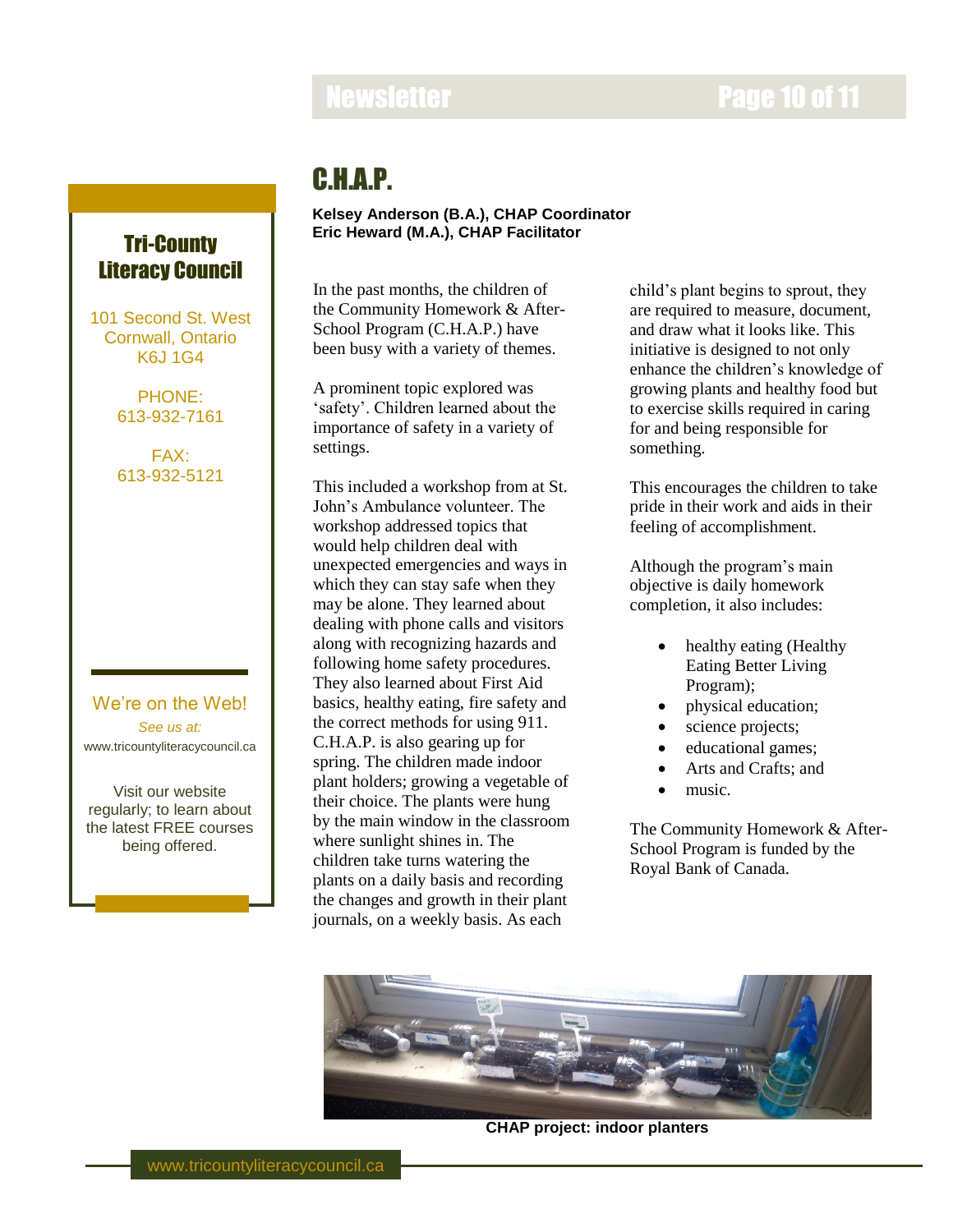# C.H.A.P.

**Kelsey Anderson (B.A.), CHAP Coordinator**
**Eric Heward (M.A.), CHAP Facilitator**

In the past months, the children of the Community Homework & After-School Program (C.H.A.P.) have been busy with a variety of themes.

A prominent topic explored was 'safety'. Children learned about the importance of safety in a variety of settings.

This included a workshop from at St. John's Ambulance volunteer. The workshop addressed topics that would help children deal with unexpected emergencies and ways in which they can stay safe when they may be alone. They learned about dealing with phone calls and visitors along with recognizing hazards and following home safety procedures. They also learned about First Aid basics, healthy eating, fire safety and the correct methods for using 911. C.H.A.P. is also gearing up for spring. The children made indoor plant holders; growing a vegetable of their choice. The plants were hung by the main window in the classroom where sunlight shines in. The children take turns watering the plants on a daily basis and recording the changes and growth in their plant journals, on a weekly basis. As each child's plant begins to sprout, they are required to measure, document, and draw what it looks like. This initiative is designed to not only enhance the children's knowledge of growing plants and healthy food but to exercise skills required in caring for and being responsible for something.

This encourages the children to take pride in their work and aids in their feeling of accomplishment.

Although the program's main objective is daily homework completion, it also includes:

- healthy eating (Healthy Eating Better Living Program);
- physical education;
- science projects;
- educational games;
- Arts and Crafts; and
- music.

The Community Homework & After-School Program is funded by the Royal Bank of Canada.

**CHAP project: indoor planters**

## Tri-County Literacy Council

101 Second St. West
Cornwall, Ontario
K6J 1G4

PHONE:
613-932-7161

FAX:
613-932-5121

We're on the Web!

*See us at:*
www.tricountyliteracycouncil.ca

Visit our website regularly; to learn about the latest FREE courses being offered.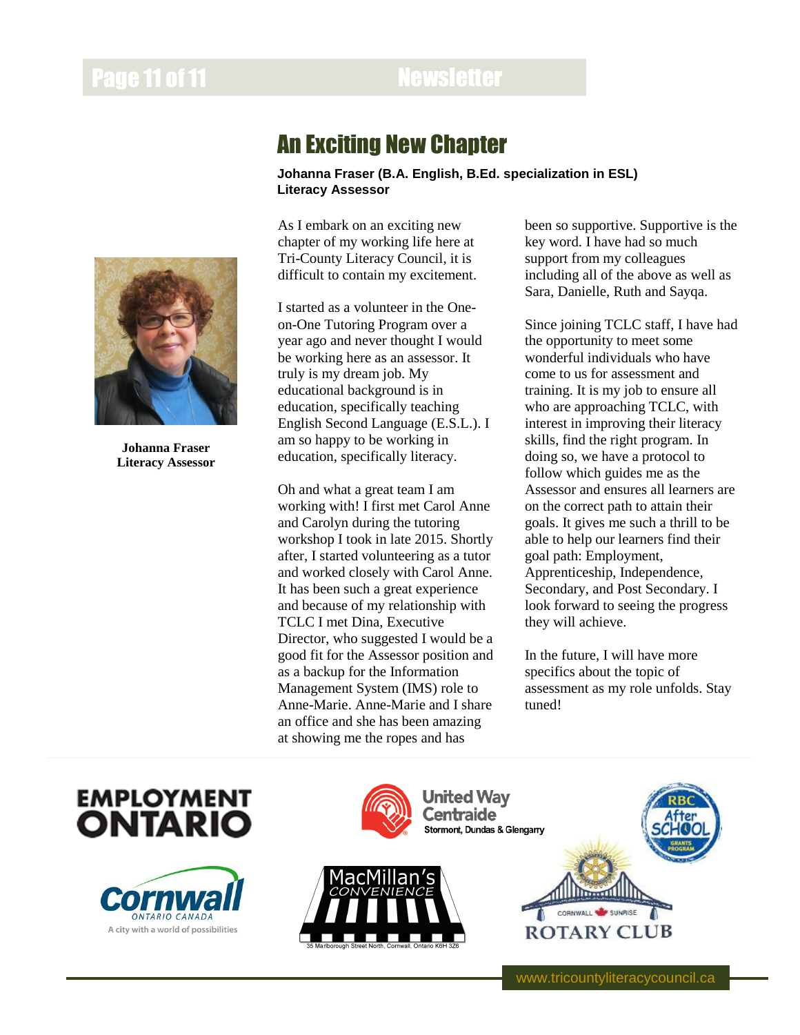# An Exciting New Chapter

**Johanna Fraser (B.A. English, B.Ed. specialization in ESL)**
**Literacy Assessor**

**Johanna Fraser**
**Literacy Assessor**

As I embark on an exciting new chapter of my working life here at Tri-County Literacy Council, it is difficult to contain my excitement.

I started as a volunteer in the One-on-One Tutoring Program over a year ago and never thought I would be working here as an assessor. It truly is my dream job. My educational background is in education, specifically teaching English Second Language (E.S.L.). I am so happy to be working in education, specifically literacy.

Oh and what a great team I am working with! I first met Carol Anne and Carolyn during the tutoring workshop I took in late 2015. Shortly after, I started volunteering as a tutor and worked closely with Carol Anne. It has been such a great experience and because of my relationship with TCLC I met Dina, Executive Director, who suggested I would be a good fit for the Assessor position and as a backup for the Information Management System (IMS) role to Anne-Marie. Anne-Marie and I share an office and she has been amazing at showing me the ropes and has been so supportive. Supportive is the key word. I have had so much support from my colleagues including all of the above as well as Sara, Danielle, Ruth and Sayqa.

Since joining TCLC staff, I have had the opportunity to meet some wonderful individuals who have come to us for assessment and training. It is my job to ensure all who are approaching TCLC, with interest in improving their literacy skills, find the right program. In doing so, we have a protocol to follow which guides me as the Assessor and ensures all learners are on the correct path to attain their goals. It gives me such a thrill to be able to help our learners find their goal path: Employment, Apprenticeship, Independence, Secondary, and Post Secondary. I look forward to seeing the progress they will achieve.

In the future, I will have more specifics about the topic of assessment as my role unfolds. Stay tuned!

EMPLOYMENT ONTARIO

United Way Centraide Stormont, Dundas & Glengarry

RBC After School Grants Program

Cornwall Ontario Canada — A city with a world of possibilities

MacMillan's Convenience — 35 Marlborough Street North, Cornwall, Ontario K6H 3Z6

Cornwall Sunrise Rotary Club

www.tricountyliteracycouncil.ca